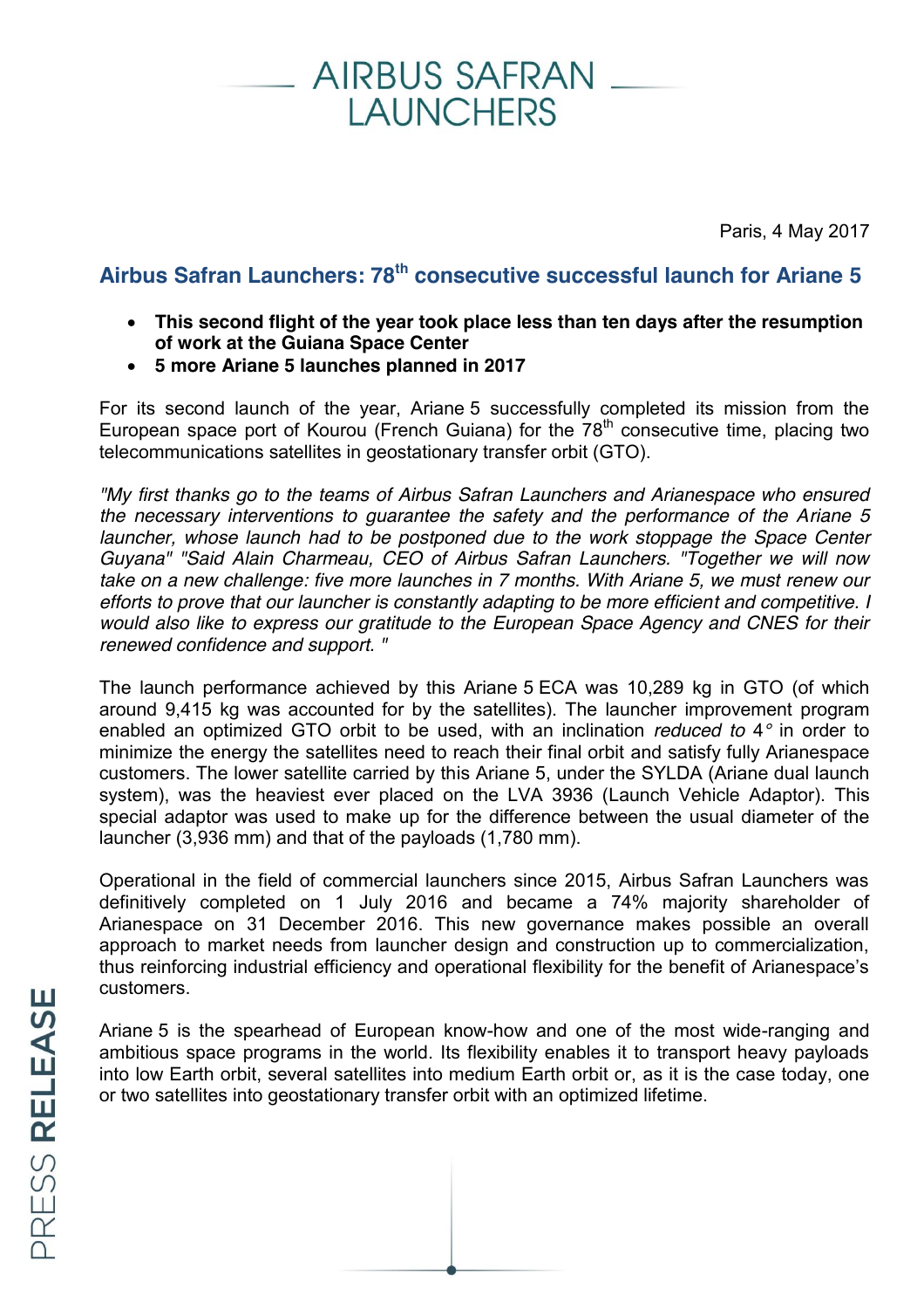AIRBUS SAFRAN LAUNCHERS

Paris, 4 May 2017

## Airbus Safran Launchers: 78th consecutive successful launch for Ariane 5

- **This second flight of the year took place less than ten days after the resumption of work at the Guiana Space Center**
- **5 more Ariane 5 launches planned in 2017**

For its second launch of the year, Ariane 5 successfully completed its mission from the European space port of Kourou (French Guiana) for the 78th consecutive time, placing two telecommunications satellites in geostationary transfer orbit (GTO).

*"My first thanks go to the teams of Airbus Safran Launchers and Arianespace who ensured the necessary interventions to guarantee the safety and the performance of the Ariane 5 launcher, whose launch had to be postponed due to the work stoppage the Space Center Guyana" "Said Alain Charmeau, CEO of Airbus Safran Launchers. "Together we will now take on a new challenge: five more launches in 7 months. With Ariane 5, we must renew our efforts to prove that our launcher is constantly adapting to be more efficient and competitive. I would also like to express our gratitude to the European Space Agency and CNES for their renewed confidence and support. "*

The launch performance achieved by this Ariane 5 ECA was 10,289 kg in GTO (of which around 9,415 kg was accounted for by the satellites). The launcher improvement program enabled an optimized GTO orbit to be used, with an inclination *reduced to* 4° in order to minimize the energy the satellites need to reach their final orbit and satisfy fully Arianespace customers. The lower satellite carried by this Ariane 5, under the SYLDA (Ariane dual launch system), was the heaviest ever placed on the LVA 3936 (Launch Vehicle Adaptor). This special adaptor was used to make up for the difference between the usual diameter of the launcher (3,936 mm) and that of the payloads (1,780 mm).

Operational in the field of commercial launchers since 2015, Airbus Safran Launchers was definitively completed on 1 July 2016 and became a 74% majority shareholder of Arianespace on 31 December 2016. This new governance makes possible an overall approach to market needs from launcher design and construction up to commercialization, thus reinforcing industrial efficiency and operational flexibility for the benefit of Arianespace's customers.

Ariane 5 is the spearhead of European know-how and one of the most wide-ranging and ambitious space programs in the world. Its flexibility enables it to transport heavy payloads into low Earth orbit, several satellites into medium Earth orbit or, as it is the case today, one or two satellites into geostationary transfer orbit with an optimized lifetime.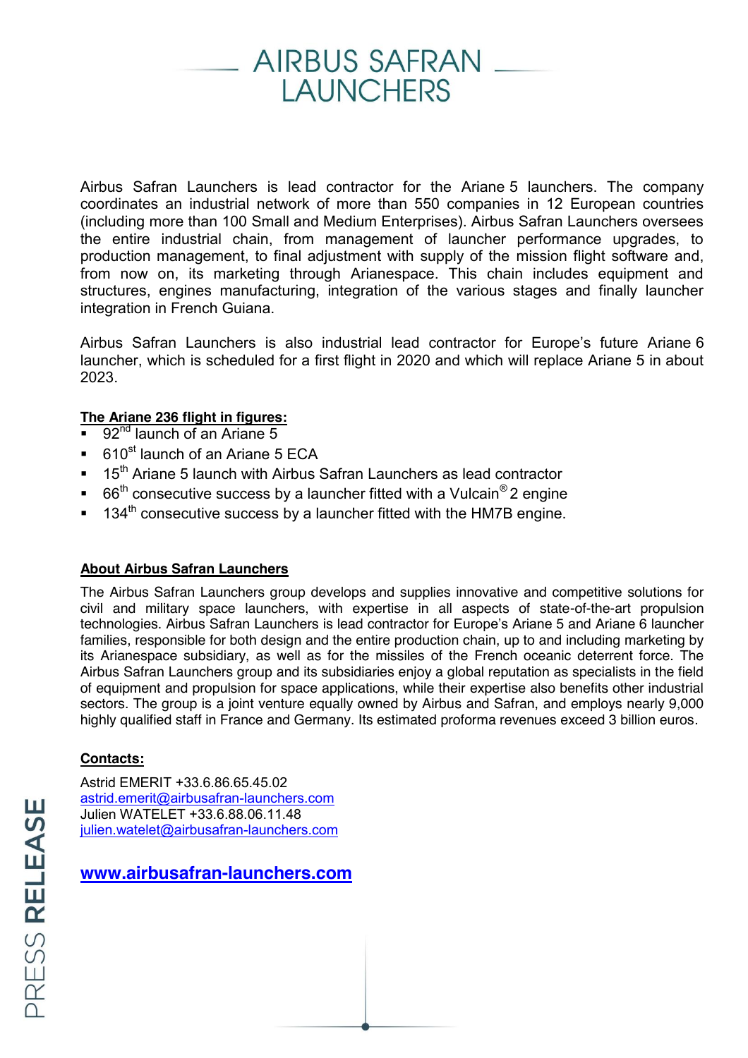Airbus Safran Launchers is lead contractor for the Ariane 5 launchers. The company coordinates an industrial network of more than 550 companies in 12 European countries (including more than 100 Small and Medium Enterprises). Airbus Safran Launchers oversees the entire industrial chain, from management of launcher performance upgrades, to production management, to final adjustment with supply of the mission flight software and, from now on, its marketing through Arianespace. This chain includes equipment and structures, engines manufacturing, integration of the various stages and finally launcher integration in French Guiana.

Airbus Safran Launchers is also industrial lead contractor for Europe's future Ariane 6 launcher, which is scheduled for a first flight in 2020 and which will replace Ariane 5 in about 2023.

**The Ariane 236 flight in figures:**

- 92nd launch of an Ariane 5
- 610st launch of an Ariane 5 ECA
- 15th Ariane 5 launch with Airbus Safran Launchers as lead contractor
- 66th consecutive success by a launcher fitted with a Vulcain® 2 engine
- 134th consecutive success by a launcher fitted with the HM7B engine.

**About Airbus Safran Launchers**

The Airbus Safran Launchers group develops and supplies innovative and competitive solutions for civil and military space launchers, with expertise in all aspects of state-of-the-art propulsion technologies. Airbus Safran Launchers is lead contractor for Europe's Ariane 5 and Ariane 6 launcher families, responsible for both design and the entire production chain, up to and including marketing by its Arianespace subsidiary, as well as for the missiles of the French oceanic deterrent force. The Airbus Safran Launchers group and its subsidiaries enjoy a global reputation as specialists in the field of equipment and propulsion for space applications, while their expertise also benefits other industrial sectors. The group is a joint venture equally owned by Airbus and Safran, and employs nearly 9,000 highly qualified staff in France and Germany. Its estimated proforma revenues exceed 3 billion euros.

**Contacts:**

Astrid EMERIT +33.6.86.65.45.02
astrid.emerit@airbusafran-launchers.com
Julien WATELET +33.6.88.06.11.48
julien.watelet@airbusafran-launchers.com

**www.airbusafran-launchers.com**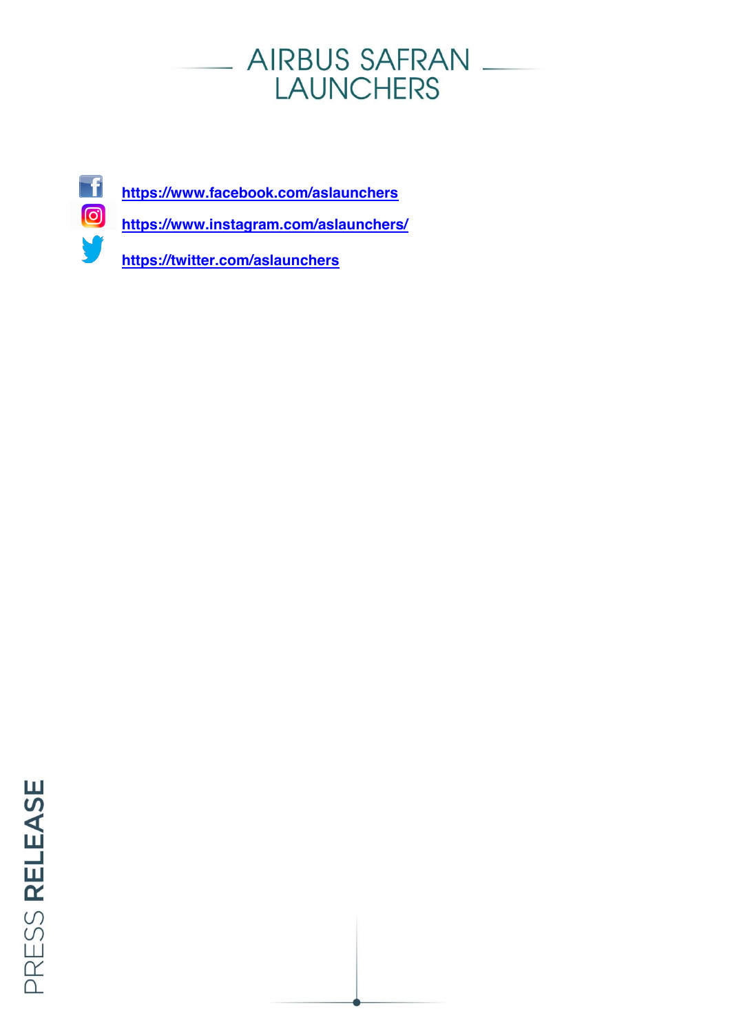https://www.facebook.com/aslaunchers

https://www.instagram.com/aslaunchers/

https://twitter.com/aslaunchers